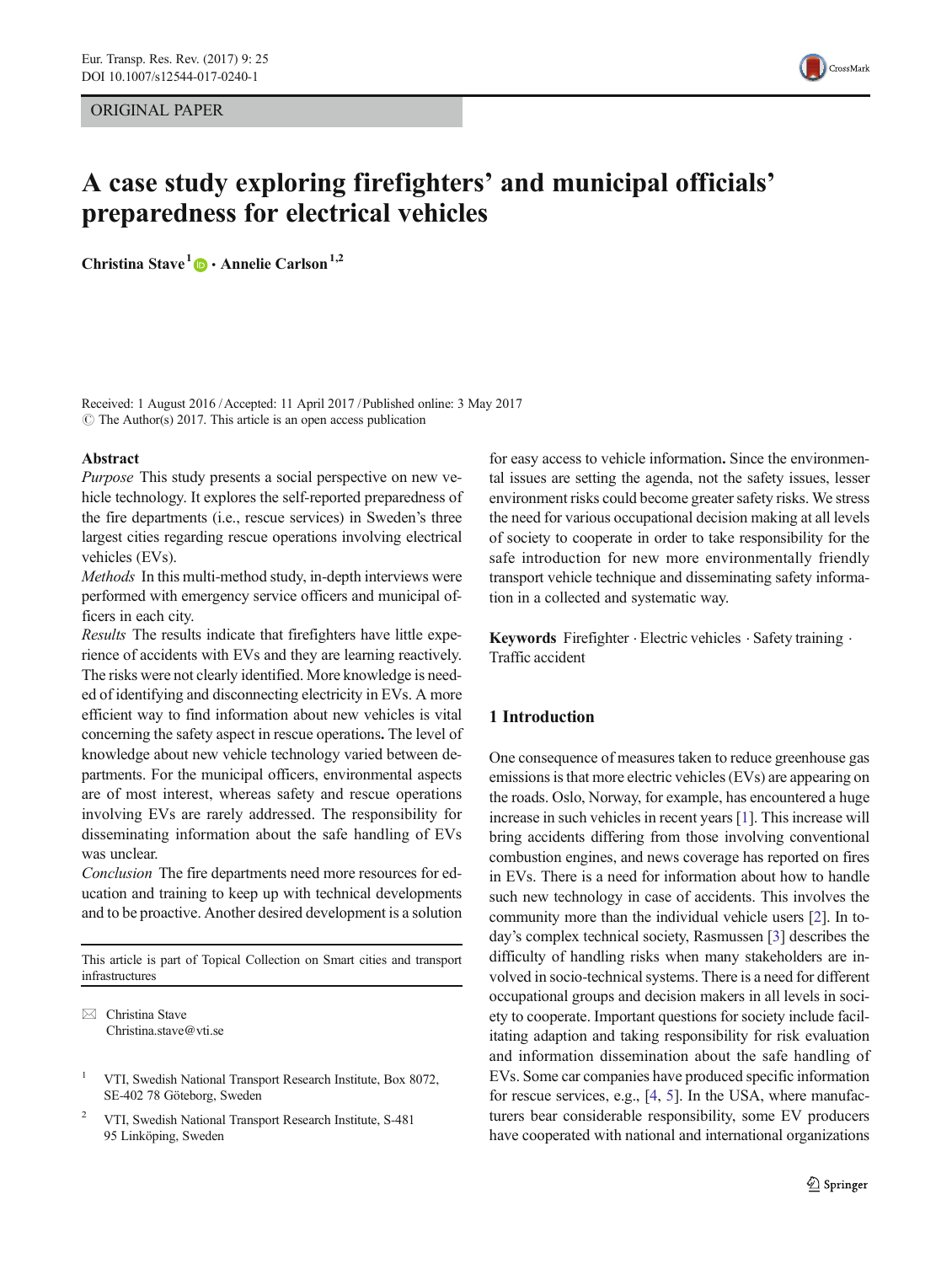ORIGINAL PAPER

# A case study exploring firefighters' and municipal officials' preparedness for electrical vehicles

**Christina Stave**[1] · **Annelie Carlson**[1,2]

Received: 1 August 2016 / Accepted: 11 April 2017 / Published online: 3 May 2017
© The Author(s) 2017. This article is an open access publication

## Abstract

*Purpose* This study presents a social perspective on new vehicle technology. It explores the self-reported preparedness of the fire departments (i.e., rescue services) in Sweden's three largest cities regarding rescue operations involving electrical vehicles (EVs).

*Methods* In this multi-method study, in-depth interviews were performed with emergency service officers and municipal officers in each city.

*Results* The results indicate that firefighters have little experience of accidents with EVs and they are learning reactively. The risks were not clearly identified. More knowledge is needed of identifying and disconnecting electricity in EVs. A more efficient way to find information about new vehicles is vital concerning the safety aspect in rescue operations**.** The level of knowledge about new vehicle technology varied between departments. For the municipal officers, environmental aspects are of most interest, whereas safety and rescue operations involving EVs are rarely addressed. The responsibility for disseminating information about the safe handling of EVs was unclear.

*Conclusion* The fire departments need more resources for education and training to keep up with technical developments and to be proactive. Another desired development is a solution for easy access to vehicle information**.** Since the environmental issues are setting the agenda, not the safety issues, lesser environment risks could become greater safety risks. We stress the need for various occupational decision making at all levels of society to cooperate in order to take responsibility for the safe introduction for new more environmentally friendly transport vehicle technique and disseminating safety information in a collected and systematic way.

**Keywords** Firefighter · Electric vehicles · Safety training · Traffic accident

This article is part of Topical Collection on Smart cities and transport infrastructures

✉ Christina Stave
Christina.stave@vti.se

[1] VTI, Swedish National Transport Research Institute, Box 8072, SE-402 78 Göteborg, Sweden

[2] VTI, Swedish National Transport Research Institute, S-481 95 Linköping, Sweden

## 1 Introduction

One consequence of measures taken to reduce greenhouse gas emissions is that more electric vehicles (EVs) are appearing on the roads. Oslo, Norway, for example, has encountered a huge increase in such vehicles in recent years [1]. This increase will bring accidents differing from those involving conventional combustion engines, and news coverage has reported on fires in EVs. There is a need for information about how to handle such new technology in case of accidents. This involves the community more than the individual vehicle users [2]. In today's complex technical society, Rasmussen [3] describes the difficulty of handling risks when many stakeholders are involved in socio-technical systems. There is a need for different occupational groups and decision makers in all levels in society to cooperate. Important questions for society include facilitating adaption and taking responsibility for risk evaluation and information dissemination about the safe handling of EVs. Some car companies have produced specific information for rescue services, e.g., [4, 5]. In the USA, where manufacturers bear considerable responsibility, some EV producers have cooperated with national and international organizations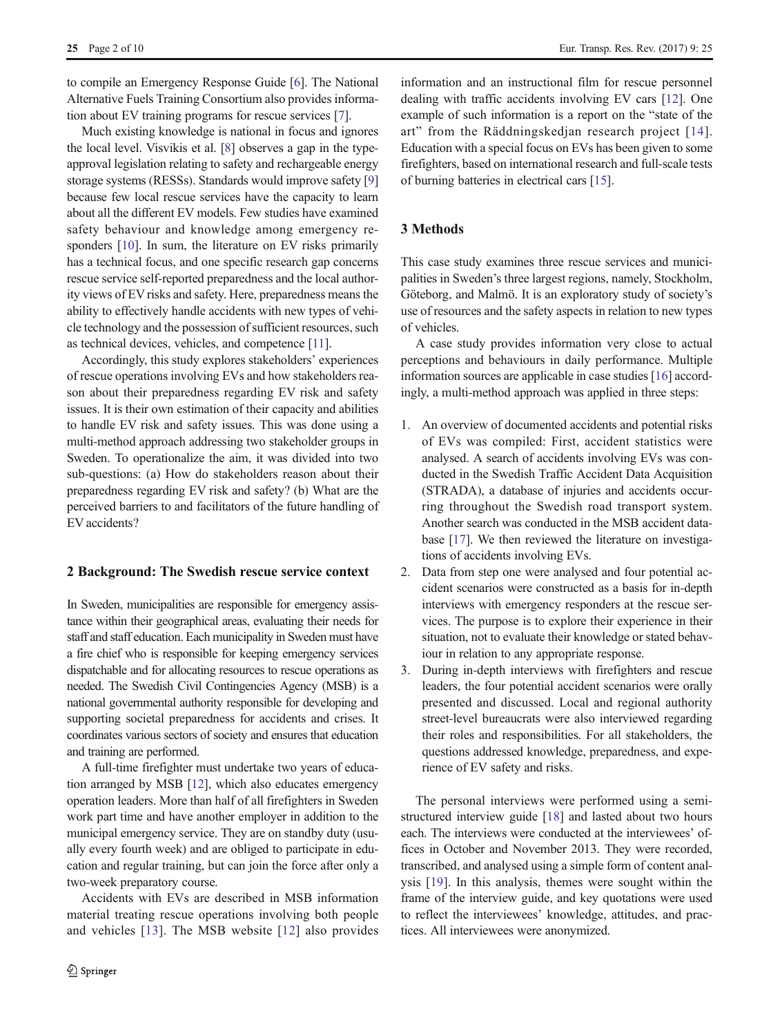to compile an Emergency Response Guide [6]. The National Alternative Fuels Training Consortium also provides information about EV training programs for rescue services [7].

Much existing knowledge is national in focus and ignores the local level. Visvikis et al. [8] observes a gap in the type-approval legislation relating to safety and rechargeable energy storage systems (RESSs). Standards would improve safety [9] because few local rescue services have the capacity to learn about all the different EV models. Few studies have examined safety behaviour and knowledge among emergency responders [10]. In sum, the literature on EV risks primarily has a technical focus, and one specific research gap concerns rescue service self-reported preparedness and the local authority views of EV risks and safety. Here, preparedness means the ability to effectively handle accidents with new types of vehicle technology and the possession of sufficient resources, such as technical devices, vehicles, and competence [11].

Accordingly, this study explores stakeholders' experiences of rescue operations involving EVs and how stakeholders reason about their preparedness regarding EV risk and safety issues. It is their own estimation of their capacity and abilities to handle EV risk and safety issues. This was done using a multi-method approach addressing two stakeholder groups in Sweden. To operationalize the aim, it was divided into two sub-questions: (a) How do stakeholders reason about their preparedness regarding EV risk and safety? (b) What are the perceived barriers to and facilitators of the future handling of EV accidents?

## 2 Background: The Swedish rescue service context

In Sweden, municipalities are responsible for emergency assistance within their geographical areas, evaluating their needs for staff and staff education. Each municipality in Sweden must have a fire chief who is responsible for keeping emergency services dispatchable and for allocating resources to rescue operations as needed. The Swedish Civil Contingencies Agency (MSB) is a national governmental authority responsible for developing and supporting societal preparedness for accidents and crises. It coordinates various sectors of society and ensures that education and training are performed.

A full-time firefighter must undertake two years of education arranged by MSB [12], which also educates emergency operation leaders. More than half of all firefighters in Sweden work part time and have another employer in addition to the municipal emergency service. They are on standby duty (usually every fourth week) and are obliged to participate in education and regular training, but can join the force after only a two-week preparatory course.

Accidents with EVs are described in MSB information material treating rescue operations involving both people and vehicles [13]. The MSB website [12] also provides information and an instructional film for rescue personnel dealing with traffic accidents involving EV cars [12]. One example of such information is a report on the "state of the art" from the Räddningskedjan research project [14]. Education with a special focus on EVs has been given to some firefighters, based on international research and full-scale tests of burning batteries in electrical cars [15].

## 3 Methods

This case study examines three rescue services and municipalities in Sweden's three largest regions, namely, Stockholm, Göteborg, and Malmö. It is an exploratory study of society's use of resources and the safety aspects in relation to new types of vehicles.

A case study provides information very close to actual perceptions and behaviours in daily performance. Multiple information sources are applicable in case studies [16] accordingly, a multi-method approach was applied in three steps:

1. An overview of documented accidents and potential risks of EVs was compiled: First, accident statistics were analysed. A search of accidents involving EVs was conducted in the Swedish Traffic Accident Data Acquisition (STRADA), a database of injuries and accidents occurring throughout the Swedish road transport system. Another search was conducted in the MSB accident database [17]. We then reviewed the literature on investigations of accidents involving EVs.
2. Data from step one were analysed and four potential accident scenarios were constructed as a basis for in-depth interviews with emergency responders at the rescue services. The purpose is to explore their experience in their situation, not to evaluate their knowledge or stated behaviour in relation to any appropriate response.
3. During in-depth interviews with firefighters and rescue leaders, the four potential accident scenarios were orally presented and discussed. Local and regional authority street-level bureaucrats were also interviewed regarding their roles and responsibilities. For all stakeholders, the questions addressed knowledge, preparedness, and experience of EV safety and risks.

The personal interviews were performed using a semi-structured interview guide [18] and lasted about two hours each. The interviews were conducted at the interviewees' offices in October and November 2013. They were recorded, transcribed, and analysed using a simple form of content analysis [19]. In this analysis, themes were sought within the frame of the interview guide, and key quotations were used to reflect the interviewees' knowledge, attitudes, and practices. All interviewees were anonymized.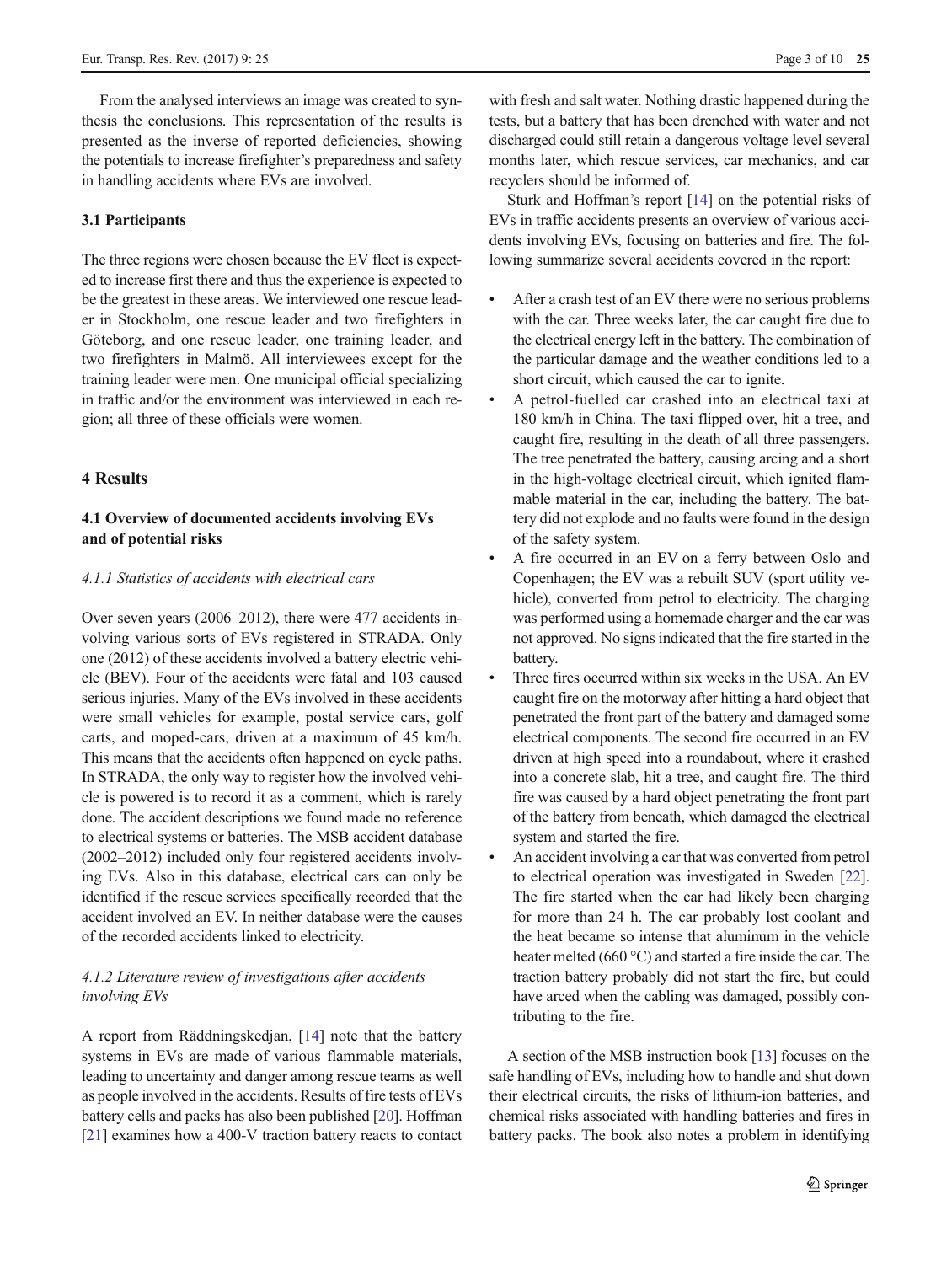From the analysed interviews an image was created to synthesis the conclusions. This representation of the results is presented as the inverse of reported deficiencies, showing the potentials to increase firefighter's preparedness and safety in handling accidents where EVs are involved.

### 3.1 Participants

The three regions were chosen because the EV fleet is expected to increase first there and thus the experience is expected to be the greatest in these areas. We interviewed one rescue leader in Stockholm, one rescue leader and two firefighters in Göteborg, and one rescue leader, one training leader, and two firefighters in Malmö. All interviewees except for the training leader were men. One municipal official specializing in traffic and/or the environment was interviewed in each region; all three of these officials were women.

## 4 Results

### 4.1 Overview of documented accidents involving EVs and of potential risks

#### *4.1.1 Statistics of accidents with electrical cars*

Over seven years (2006–2012), there were 477 accidents involving various sorts of EVs registered in STRADA. Only one (2012) of these accidents involved a battery electric vehicle (BEV). Four of the accidents were fatal and 103 caused serious injuries. Many of the EVs involved in these accidents were small vehicles for example, postal service cars, golf carts, and moped-cars, driven at a maximum of 45 km/h. This means that the accidents often happened on cycle paths. In STRADA, the only way to register how the involved vehicle is powered is to record it as a comment, which is rarely done. The accident descriptions we found made no reference to electrical systems or batteries. The MSB accident database (2002–2012) included only four registered accidents involving EVs. Also in this database, electrical cars can only be identified if the rescue services specifically recorded that the accident involved an EV. In neither database were the causes of the recorded accidents linked to electricity.

#### *4.1.2 Literature review of investigations after accidents involving EVs*

A report from Räddningskedjan, [14] note that the battery systems in EVs are made of various flammable materials, leading to uncertainty and danger among rescue teams as well as people involved in the accidents. Results of fire tests of EVs battery cells and packs has also been published [20]. Hoffman [21] examines how a 400-V traction battery reacts to contact with fresh and salt water. Nothing drastic happened during the tests, but a battery that has been drenched with water and not discharged could still retain a dangerous voltage level several months later, which rescue services, car mechanics, and car recyclers should be informed of.

Sturk and Hoffman's report [14] on the potential risks of EVs in traffic accidents presents an overview of various accidents involving EVs, focusing on batteries and fire. The following summarize several accidents covered in the report:

- After a crash test of an EV there were no serious problems with the car. Three weeks later, the car caught fire due to the electrical energy left in the battery. The combination of the particular damage and the weather conditions led to a short circuit, which caused the car to ignite.
- A petrol-fuelled car crashed into an electrical taxi at 180 km/h in China. The taxi flipped over, hit a tree, and caught fire, resulting in the death of all three passengers. The tree penetrated the battery, causing arcing and a short in the high-voltage electrical circuit, which ignited flammable material in the car, including the battery. The battery did not explode and no faults were found in the design of the safety system.
- A fire occurred in an EV on a ferry between Oslo and Copenhagen; the EV was a rebuilt SUV (sport utility vehicle), converted from petrol to electricity. The charging was performed using a homemade charger and the car was not approved. No signs indicated that the fire started in the battery.
- Three fires occurred within six weeks in the USA. An EV caught fire on the motorway after hitting a hard object that penetrated the front part of the battery and damaged some electrical components. The second fire occurred in an EV driven at high speed into a roundabout, where it crashed into a concrete slab, hit a tree, and caught fire. The third fire was caused by a hard object penetrating the front part of the battery from beneath, which damaged the electrical system and started the fire.
- An accident involving a car that was converted from petrol to electrical operation was investigated in Sweden [22]. The fire started when the car had likely been charging for more than 24 h. The car probably lost coolant and the heat became so intense that aluminum in the vehicle heater melted (660 °C) and started a fire inside the car. The traction battery probably did not start the fire, but could have arced when the cabling was damaged, possibly contributing to the fire.

A section of the MSB instruction book [13] focuses on the safe handling of EVs, including how to handle and shut down their electrical circuits, the risks of lithium-ion batteries, and chemical risks associated with handling batteries and fires in battery packs. The book also notes a problem in identifying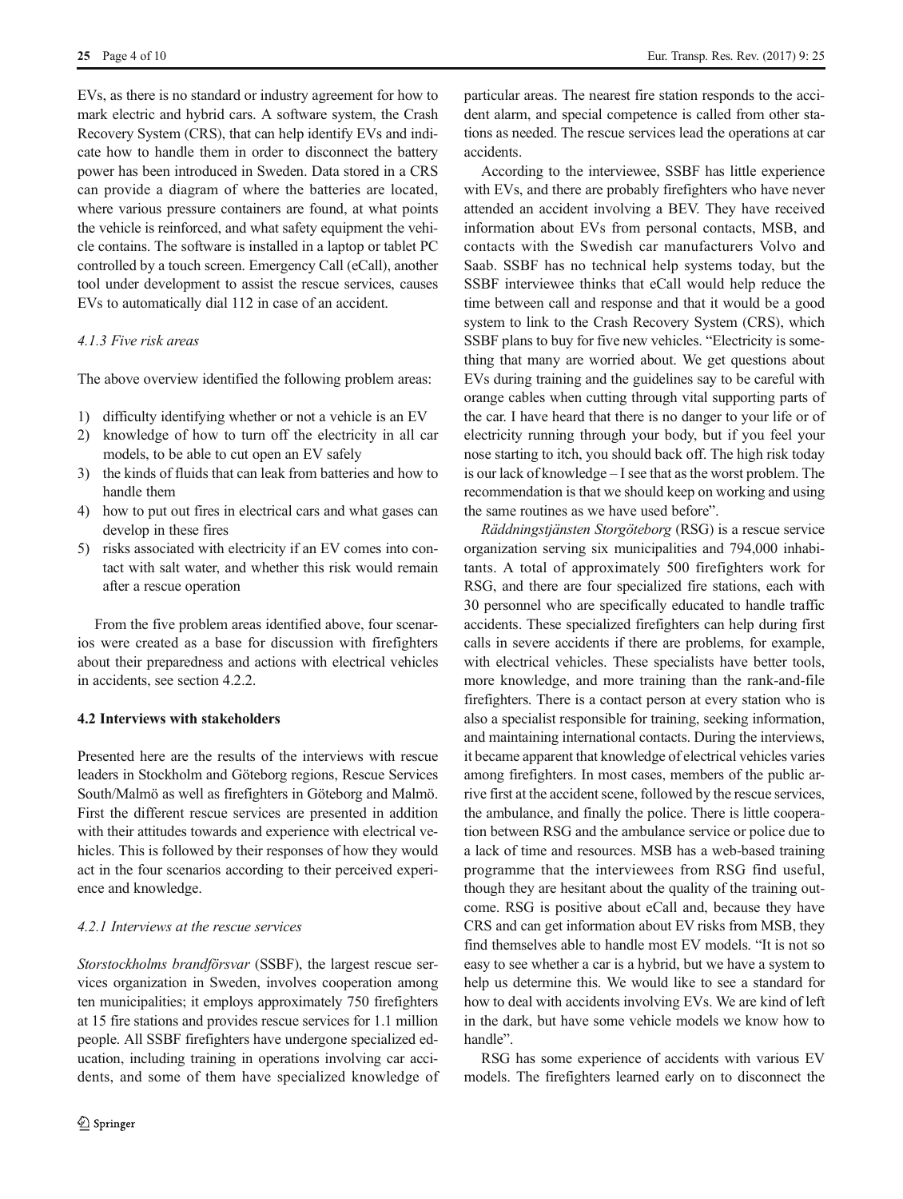EVs, as there is no standard or industry agreement for how to mark electric and hybrid cars. A software system, the Crash Recovery System (CRS), that can help identify EVs and indicate how to handle them in order to disconnect the battery power has been introduced in Sweden. Data stored in a CRS can provide a diagram of where the batteries are located, where various pressure containers are found, at what points the vehicle is reinforced, and what safety equipment the vehicle contains. The software is installed in a laptop or tablet PC controlled by a touch screen. Emergency Call (eCall), another tool under development to assist the rescue services, causes EVs to automatically dial 112 in case of an accident.

#### *4.1.3 Five risk areas*

The above overview identified the following problem areas:

1) difficulty identifying whether or not a vehicle is an EV
2) knowledge of how to turn off the electricity in all car models, to be able to cut open an EV safely
3) the kinds of fluids that can leak from batteries and how to handle them
4) how to put out fires in electrical cars and what gases can develop in these fires
5) risks associated with electricity if an EV comes into contact with salt water, and whether this risk would remain after a rescue operation

From the five problem areas identified above, four scenarios were created as a base for discussion with firefighters about their preparedness and actions with electrical vehicles in accidents, see section 4.2.2.

### 4.2 Interviews with stakeholders

Presented here are the results of the interviews with rescue leaders in Stockholm and Göteborg regions, Rescue Services South/Malmö as well as firefighters in Göteborg and Malmö. First the different rescue services are presented in addition with their attitudes towards and experience with electrical vehicles. This is followed by their responses of how they would act in the four scenarios according to their perceived experience and knowledge.

#### *4.2.1 Interviews at the rescue services*

*Storstockholms brandförsvar* (SSBF), the largest rescue services organization in Sweden, involves cooperation among ten municipalities; it employs approximately 750 firefighters at 15 fire stations and provides rescue services for 1.1 million people. All SSBF firefighters have undergone specialized education, including training in operations involving car accidents, and some of them have specialized knowledge of particular areas. The nearest fire station responds to the accident alarm, and special competence is called from other stations as needed. The rescue services lead the operations at car accidents.

According to the interviewee, SSBF has little experience with EVs, and there are probably firefighters who have never attended an accident involving a BEV. They have received information about EVs from personal contacts, MSB, and contacts with the Swedish car manufacturers Volvo and Saab. SSBF has no technical help systems today, but the SSBF interviewee thinks that eCall would help reduce the time between call and response and that it would be a good system to link to the Crash Recovery System (CRS), which SSBF plans to buy for five new vehicles. "Electricity is something that many are worried about. We get questions about EVs during training and the guidelines say to be careful with orange cables when cutting through vital supporting parts of the car. I have heard that there is no danger to your life or of electricity running through your body, but if you feel your nose starting to itch, you should back off. The high risk today is our lack of knowledge – I see that as the worst problem. The recommendation is that we should keep on working and using the same routines as we have used before".

*Räddningstjänsten Storgöteborg* (RSG) is a rescue service organization serving six municipalities and 794,000 inhabitants. A total of approximately 500 firefighters work for RSG, and there are four specialized fire stations, each with 30 personnel who are specifically educated to handle traffic accidents. These specialized firefighters can help during first calls in severe accidents if there are problems, for example, with electrical vehicles. These specialists have better tools, more knowledge, and more training than the rank-and-file firefighters. There is a contact person at every station who is also a specialist responsible for training, seeking information, and maintaining international contacts. During the interviews, it became apparent that knowledge of electrical vehicles varies among firefighters. In most cases, members of the public arrive first at the accident scene, followed by the rescue services, the ambulance, and finally the police. There is little cooperation between RSG and the ambulance service or police due to a lack of time and resources. MSB has a web-based training programme that the interviewees from RSG find useful, though they are hesitant about the quality of the training outcome. RSG is positive about eCall and, because they have CRS and can get information about EV risks from MSB, they find themselves able to handle most EV models. "It is not so easy to see whether a car is a hybrid, but we have a system to help us determine this. We would like to see a standard for how to deal with accidents involving EVs. We are kind of left in the dark, but have some vehicle models we know how to handle".

RSG has some experience of accidents with various EV models. The firefighters learned early on to disconnect the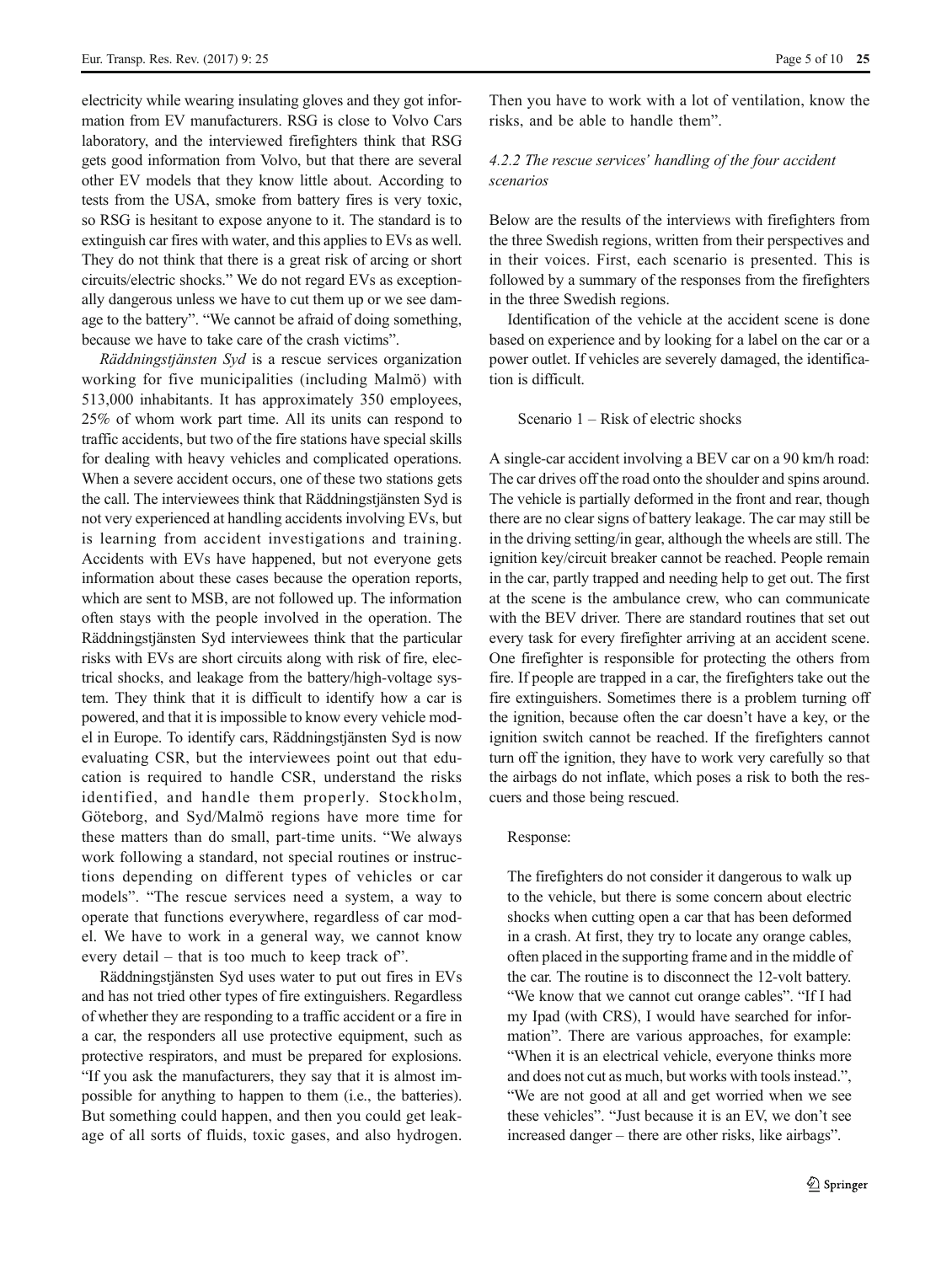electricity while wearing insulating gloves and they got information from EV manufacturers. RSG is close to Volvo Cars laboratory, and the interviewed firefighters think that RSG gets good information from Volvo, but that there are several other EV models that they know little about. According to tests from the USA, smoke from battery fires is very toxic, so RSG is hesitant to expose anyone to it. The standard is to extinguish car fires with water, and this applies to EVs as well. They do not think that there is a great risk of arcing or short circuits/electric shocks." We do not regard EVs as exceptionally dangerous unless we have to cut them up or we see damage to the battery". "We cannot be afraid of doing something, because we have to take care of the crash victims".

*Räddningstjänsten Syd* is a rescue services organization working for five municipalities (including Malmö) with 513,000 inhabitants. It has approximately 350 employees, 25% of whom work part time. All its units can respond to traffic accidents, but two of the fire stations have special skills for dealing with heavy vehicles and complicated operations. When a severe accident occurs, one of these two stations gets the call. The interviewees think that Räddningstjänsten Syd is not very experienced at handling accidents involving EVs, but is learning from accident investigations and training. Accidents with EVs have happened, but not everyone gets information about these cases because the operation reports, which are sent to MSB, are not followed up. The information often stays with the people involved in the operation. The Räddningstjänsten Syd interviewees think that the particular risks with EVs are short circuits along with risk of fire, electrical shocks, and leakage from the battery/high-voltage system. They think that it is difficult to identify how a car is powered, and that it is impossible to know every vehicle model in Europe. To identify cars, Räddningstjänsten Syd is now evaluating CSR, but the interviewees point out that education is required to handle CSR, understand the risks identified, and handle them properly. Stockholm, Göteborg, and Syd/Malmö regions have more time for these matters than do small, part-time units. "We always work following a standard, not special routines or instructions depending on different types of vehicles or car models". "The rescue services need a system, a way to operate that functions everywhere, regardless of car model. We have to work in a general way, we cannot know every detail – that is too much to keep track of".

Räddningstjänsten Syd uses water to put out fires in EVs and has not tried other types of fire extinguishers. Regardless of whether they are responding to a traffic accident or a fire in a car, the responders all use protective equipment, such as protective respirators, and must be prepared for explosions. "If you ask the manufacturers, they say that it is almost impossible for anything to happen to them (i.e., the batteries). But something could happen, and then you could get leakage of all sorts of fluids, toxic gases, and also hydrogen. Then you have to work with a lot of ventilation, know the risks, and be able to handle them".

#### *4.2.2 The rescue services' handling of the four accident scenarios*

Below are the results of the interviews with firefighters from the three Swedish regions, written from their perspectives and in their voices. First, each scenario is presented. This is followed by a summary of the responses from the firefighters in the three Swedish regions.

Identification of the vehicle at the accident scene is done based on experience and by looking for a label on the car or a power outlet. If vehicles are severely damaged, the identification is difficult.

Scenario 1 – Risk of electric shocks

A single-car accident involving a BEV car on a 90 km/h road: The car drives off the road onto the shoulder and spins around. The vehicle is partially deformed in the front and rear, though there are no clear signs of battery leakage. The car may still be in the driving setting/in gear, although the wheels are still. The ignition key/circuit breaker cannot be reached. People remain in the car, partly trapped and needing help to get out. The first at the scene is the ambulance crew, who can communicate with the BEV driver. There are standard routines that set out every task for every firefighter arriving at an accident scene. One firefighter is responsible for protecting the others from fire. If people are trapped in a car, the firefighters take out the fire extinguishers. Sometimes there is a problem turning off the ignition, because often the car doesn't have a key, or the ignition switch cannot be reached. If the firefighters cannot turn off the ignition, they have to work very carefully so that the airbags do not inflate, which poses a risk to both the rescuers and those being rescued.

Response:

> The firefighters do not consider it dangerous to walk up to the vehicle, but there is some concern about electric shocks when cutting open a car that has been deformed in a crash. At first, they try to locate any orange cables, often placed in the supporting frame and in the middle of the car. The routine is to disconnect the 12-volt battery. "We know that we cannot cut orange cables". "If I had my Ipad (with CRS), I would have searched for information". There are various approaches, for example: "When it is an electrical vehicle, everyone thinks more and does not cut as much, but works with tools instead.", "We are not good at all and get worried when we see these vehicles". "Just because it is an EV, we don't see increased danger – there are other risks, like airbags".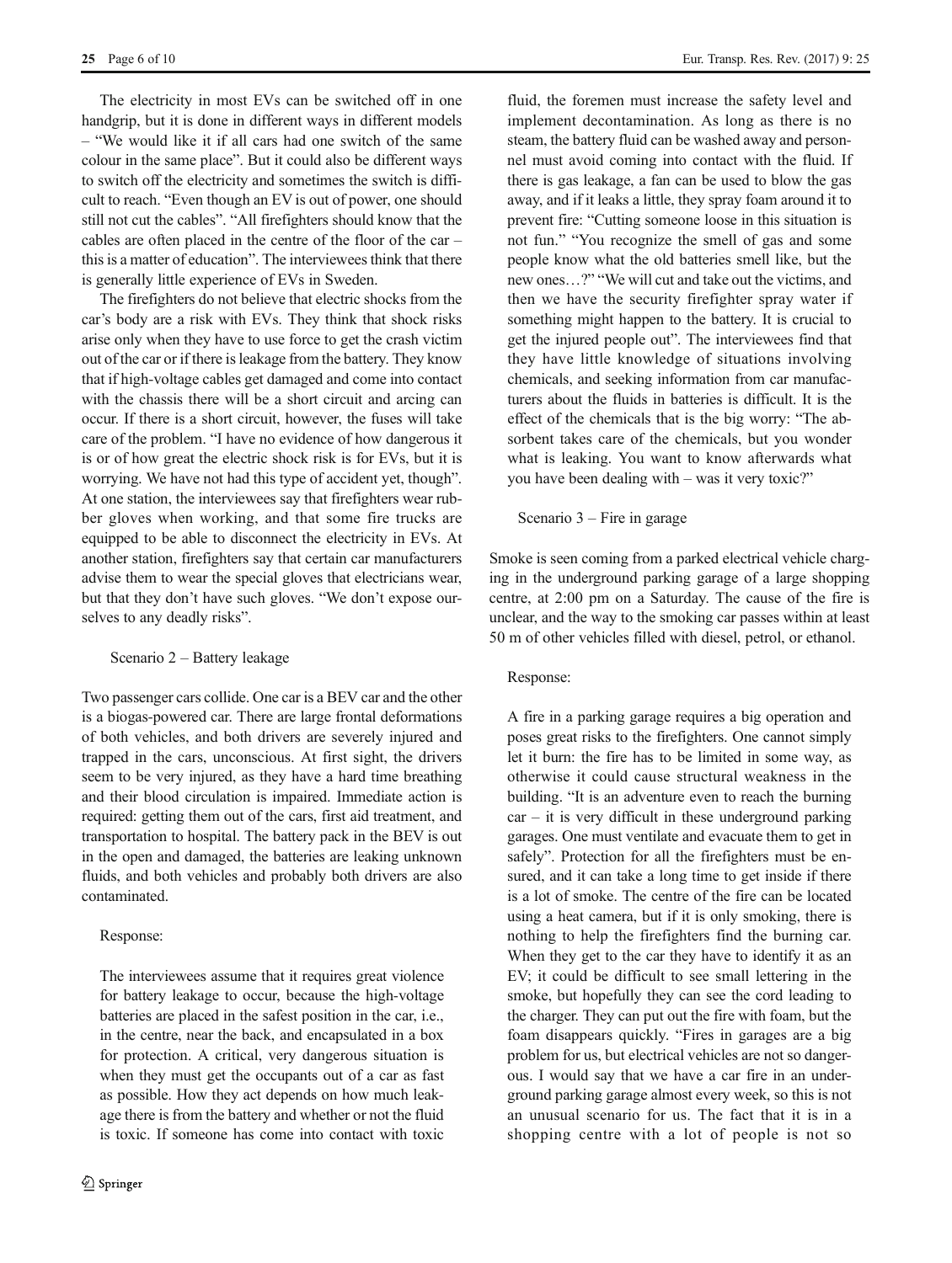The electricity in most EVs can be switched off in one handgrip, but it is done in different ways in different models – "We would like it if all cars had one switch of the same colour in the same place". But it could also be different ways to switch off the electricity and sometimes the switch is difficult to reach. "Even though an EV is out of power, one should still not cut the cables". "All firefighters should know that the cables are often placed in the centre of the floor of the car – this is a matter of education". The interviewees think that there is generally little experience of EVs in Sweden.

The firefighters do not believe that electric shocks from the car's body are a risk with EVs. They think that shock risks arise only when they have to use force to get the crash victim out of the car or if there is leakage from the battery. They know that if high-voltage cables get damaged and come into contact with the chassis there will be a short circuit and arcing can occur. If there is a short circuit, however, the fuses will take care of the problem. "I have no evidence of how dangerous it is or of how great the electric shock risk is for EVs, but it is worrying. We have not had this type of accident yet, though". At one station, the interviewees say that firefighters wear rubber gloves when working, and that some fire trucks are equipped to be able to disconnect the electricity in EVs. At another station, firefighters say that certain car manufacturers advise them to wear the special gloves that electricians wear, but that they don't have such gloves. "We don't expose ourselves to any deadly risks".

Scenario 2 – Battery leakage

Two passenger cars collide. One car is a BEV car and the other is a biogas-powered car. There are large frontal deformations of both vehicles, and both drivers are severely injured and trapped in the cars, unconscious. At first sight, the drivers seem to be very injured, as they have a hard time breathing and their blood circulation is impaired. Immediate action is required: getting them out of the cars, first aid treatment, and transportation to hospital. The battery pack in the BEV is out in the open and damaged, the batteries are leaking unknown fluids, and both vehicles and probably both drivers are also contaminated.

Response:

> The interviewees assume that it requires great violence for battery leakage to occur, because the high-voltage batteries are placed in the safest position in the car, i.e., in the centre, near the back, and encapsulated in a box for protection. A critical, very dangerous situation is when they must get the occupants out of a car as fast as possible. How they act depends on how much leakage there is from the battery and whether or not the fluid is toxic. If someone has come into contact with toxic fluid, the foremen must increase the safety level and implement decontamination. As long as there is no steam, the battery fluid can be washed away and personnel must avoid coming into contact with the fluid. If there is gas leakage, a fan can be used to blow the gas away, and if it leaks a little, they spray foam around it to prevent fire: "Cutting someone loose in this situation is not fun." "You recognize the smell of gas and some people know what the old batteries smell like, but the new ones…?" "We will cut and take out the victims, and then we have the security firefighter spray water if something might happen to the battery. It is crucial to get the injured people out". The interviewees find that they have little knowledge of situations involving chemicals, and seeking information from car manufacturers about the fluids in batteries is difficult. It is the effect of the chemicals that is the big worry: "The absorbent takes care of the chemicals, but you wonder what is leaking. You want to know afterwards what you have been dealing with – was it very toxic?"

Scenario 3 – Fire in garage

Smoke is seen coming from a parked electrical vehicle charging in the underground parking garage of a large shopping centre, at 2:00 pm on a Saturday. The cause of the fire is unclear, and the way to the smoking car passes within at least 50 m of other vehicles filled with diesel, petrol, or ethanol.

Response:

> A fire in a parking garage requires a big operation and poses great risks to the firefighters. One cannot simply let it burn: the fire has to be limited in some way, as otherwise it could cause structural weakness in the building. "It is an adventure even to reach the burning car – it is very difficult in these underground parking garages. One must ventilate and evacuate them to get in safely". Protection for all the firefighters must be ensured, and it can take a long time to get inside if there is a lot of smoke. The centre of the fire can be located using a heat camera, but if it is only smoking, there is nothing to help the firefighters find the burning car. When they get to the car they have to identify it as an EV; it could be difficult to see small lettering in the smoke, but hopefully they can see the cord leading to the charger. They can put out the fire with foam, but the foam disappears quickly. "Fires in garages are a big problem for us, but electrical vehicles are not so dangerous. I would say that we have a car fire in an underground parking garage almost every week, so this is not an unusual scenario for us. The fact that it is in a shopping centre with a lot of people is not so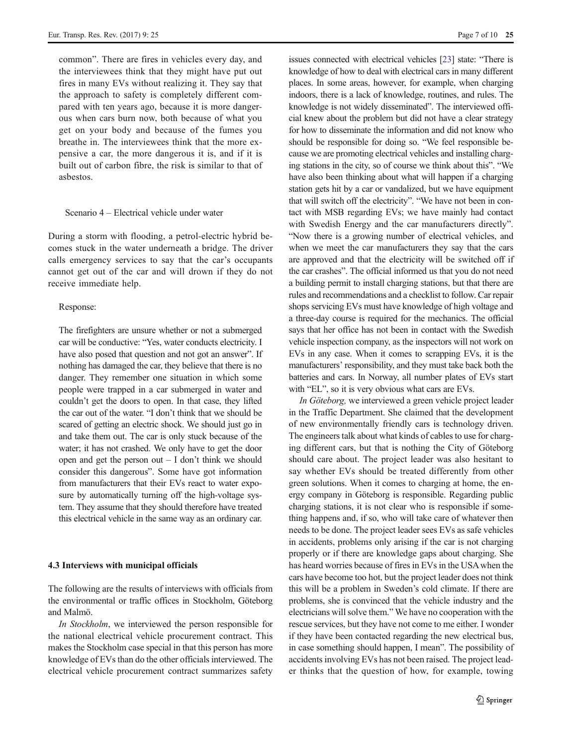common". There are fires in vehicles every day, and the interviewees think that they might have put out fires in many EVs without realizing it. They say that the approach to safety is completely different compared with ten years ago, because it is more dangerous when cars burn now, both because of what you get on your body and because of the fumes you breathe in. The interviewees think that the more expensive a car, the more dangerous it is, and if it is built out of carbon fibre, the risk is similar to that of asbestos.

Scenario 4 – Electrical vehicle under water

During a storm with flooding, a petrol-electric hybrid becomes stuck in the water underneath a bridge. The driver calls emergency services to say that the car's occupants cannot get out of the car and will drown if they do not receive immediate help.

Response:

The firefighters are unsure whether or not a submerged car will be conductive: "Yes, water conducts electricity. I have also posed that question and not got an answer". If nothing has damaged the car, they believe that there is no danger. They remember one situation in which some people were trapped in a car submerged in water and couldn't get the doors to open. In that case, they lifted the car out of the water. "I don't think that we should be scared of getting an electric shock. We should just go in and take them out. The car is only stuck because of the water; it has not crashed. We only have to get the door open and get the person out – I don't think we should consider this dangerous". Some have got information from manufacturers that their EVs react to water exposure by automatically turning off the high-voltage system. They assume that they should therefore have treated this electrical vehicle in the same way as an ordinary car.

### 4.3 Interviews with municipal officials

The following are the results of interviews with officials from the environmental or traffic offices in Stockholm, Göteborg and Malmö.

*In Stockholm*, we interviewed the person responsible for the national electrical vehicle procurement contract. This makes the Stockholm case special in that this person has more knowledge of EVs than do the other officials interviewed. The electrical vehicle procurement contract summarizes safety issues connected with electrical vehicles [23] state: "There is knowledge of how to deal with electrical cars in many different places. In some areas, however, for example, when charging indoors, there is a lack of knowledge, routines, and rules. The knowledge is not widely disseminated". The interviewed official knew about the problem but did not have a clear strategy for how to disseminate the information and did not know who should be responsible for doing so. "We feel responsible because we are promoting electrical vehicles and installing charging stations in the city, so of course we think about this". "We have also been thinking about what will happen if a charging station gets hit by a car or vandalized, but we have equipment that will switch off the electricity". "We have not been in contact with MSB regarding EVs; we have mainly had contact with Swedish Energy and the car manufacturers directly". "Now there is a growing number of electrical vehicles, and when we meet the car manufacturers they say that the cars are approved and that the electricity will be switched off if the car crashes". The official informed us that you do not need a building permit to install charging stations, but that there are rules and recommendations and a checklist to follow. Car repair shops servicing EVs must have knowledge of high voltage and a three-day course is required for the mechanics. The official says that her office has not been in contact with the Swedish vehicle inspection company, as the inspectors will not work on EVs in any case. When it comes to scrapping EVs, it is the manufacturers' responsibility, and they must take back both the batteries and cars. In Norway, all number plates of EVs start with "EL", so it is very obvious what cars are EVs.

*In Göteborg,* we interviewed a green vehicle project leader in the Traffic Department. She claimed that the development of new environmentally friendly cars is technology driven. The engineers talk about what kinds of cables to use for charging different cars, but that is nothing the City of Göteborg should care about. The project leader was also hesitant to say whether EVs should be treated differently from other green solutions. When it comes to charging at home, the energy company in Göteborg is responsible. Regarding public charging stations, it is not clear who is responsible if something happens and, if so, who will take care of whatever then needs to be done. The project leader sees EVs as safe vehicles in accidents, problems only arising if the car is not charging properly or if there are knowledge gaps about charging. She has heard worries because of fires in EVs in the USA when the cars have become too hot, but the project leader does not think this will be a problem in Sweden's cold climate. If there are problems, she is convinced that the vehicle industry and the electricians will solve them." We have no cooperation with the rescue services, but they have not come to me either. I wonder if they have been contacted regarding the new electrical bus, in case something should happen, I mean". The possibility of accidents involving EVs has not been raised. The project leader thinks that the question of how, for example, towing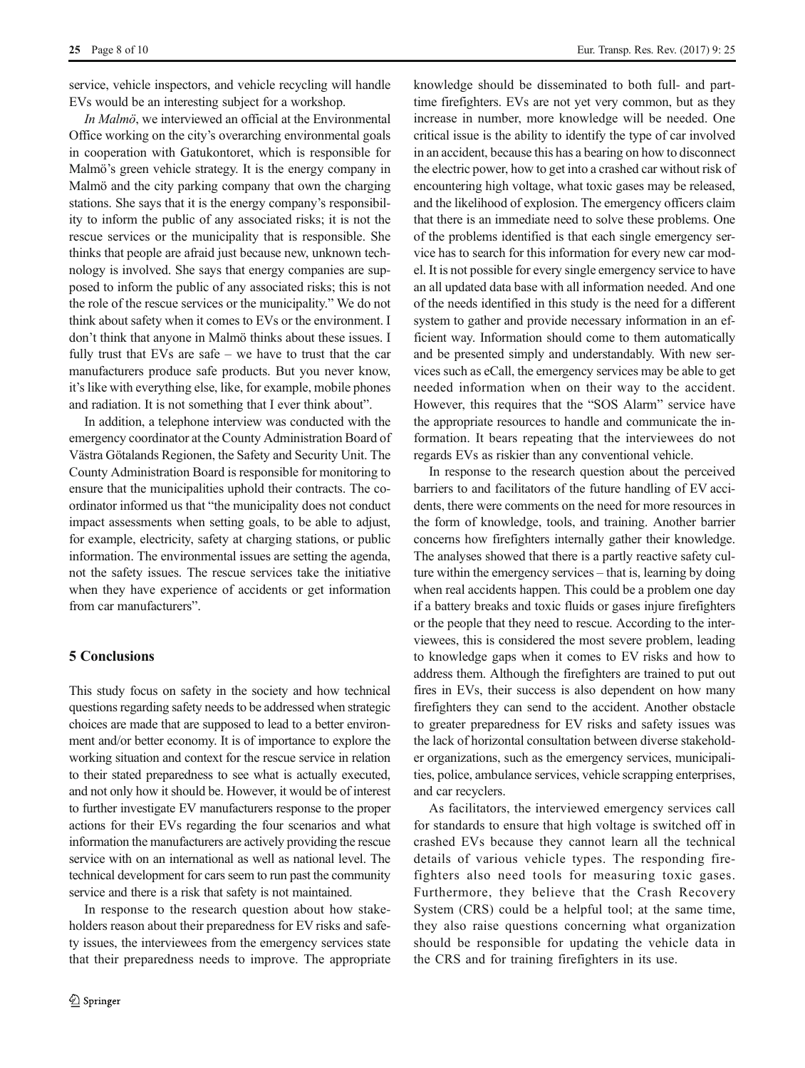service, vehicle inspectors, and vehicle recycling will handle EVs would be an interesting subject for a workshop.

*In Malmö*, we interviewed an official at the Environmental Office working on the city's overarching environmental goals in cooperation with Gatukontoret, which is responsible for Malmö's green vehicle strategy. It is the energy company in Malmö and the city parking company that own the charging stations. She says that it is the energy company's responsibility to inform the public of any associated risks; it is not the rescue services or the municipality that is responsible. She thinks that people are afraid just because new, unknown technology is involved. She says that energy companies are supposed to inform the public of any associated risks; this is not the role of the rescue services or the municipality." We do not think about safety when it comes to EVs or the environment. I don't think that anyone in Malmö thinks about these issues. I fully trust that EVs are safe – we have to trust that the car manufacturers produce safe products. But you never know, it's like with everything else, like, for example, mobile phones and radiation. It is not something that I ever think about".

In addition, a telephone interview was conducted with the emergency coordinator at the County Administration Board of Västra Götalands Regionen, the Safety and Security Unit. The County Administration Board is responsible for monitoring to ensure that the municipalities uphold their contracts. The coordinator informed us that "the municipality does not conduct impact assessments when setting goals, to be able to adjust, for example, electricity, safety at charging stations, or public information. The environmental issues are setting the agenda, not the safety issues. The rescue services take the initiative when they have experience of accidents or get information from car manufacturers".

## 5 Conclusions

This study focus on safety in the society and how technical questions regarding safety needs to be addressed when strategic choices are made that are supposed to lead to a better environment and/or better economy. It is of importance to explore the working situation and context for the rescue service in relation to their stated preparedness to see what is actually executed, and not only how it should be. However, it would be of interest to further investigate EV manufacturers response to the proper actions for their EVs regarding the four scenarios and what information the manufacturers are actively providing the rescue service with on an international as well as national level. The technical development for cars seem to run past the community service and there is a risk that safety is not maintained.

In response to the research question about how stakeholders reason about their preparedness for EV risks and safety issues, the interviewees from the emergency services state that their preparedness needs to improve. The appropriate knowledge should be disseminated to both full- and part-time firefighters. EVs are not yet very common, but as they increase in number, more knowledge will be needed. One critical issue is the ability to identify the type of car involved in an accident, because this has a bearing on how to disconnect the electric power, how to get into a crashed car without risk of encountering high voltage, what toxic gases may be released, and the likelihood of explosion. The emergency officers claim that there is an immediate need to solve these problems. One of the problems identified is that each single emergency service has to search for this information for every new car model. It is not possible for every single emergency service to have an all updated data base with all information needed. And one of the needs identified in this study is the need for a different system to gather and provide necessary information in an efficient way. Information should come to them automatically and be presented simply and understandably. With new services such as eCall, the emergency services may be able to get needed information when on their way to the accident. However, this requires that the "SOS Alarm" service have the appropriate resources to handle and communicate the information. It bears repeating that the interviewees do not regards EVs as riskier than any conventional vehicle.

In response to the research question about the perceived barriers to and facilitators of the future handling of EV accidents, there were comments on the need for more resources in the form of knowledge, tools, and training. Another barrier concerns how firefighters internally gather their knowledge. The analyses showed that there is a partly reactive safety culture within the emergency services – that is, learning by doing when real accidents happen. This could be a problem one day if a battery breaks and toxic fluids or gases injure firefighters or the people that they need to rescue. According to the interviewees, this is considered the most severe problem, leading to knowledge gaps when it comes to EV risks and how to address them. Although the firefighters are trained to put out fires in EVs, their success is also dependent on how many firefighters they can send to the accident. Another obstacle to greater preparedness for EV risks and safety issues was the lack of horizontal consultation between diverse stakeholder organizations, such as the emergency services, municipalities, police, ambulance services, vehicle scrapping enterprises, and car recyclers.

As facilitators, the interviewed emergency services call for standards to ensure that high voltage is switched off in crashed EVs because they cannot learn all the technical details of various vehicle types. The responding firefighters also need tools for measuring toxic gases. Furthermore, they believe that the Crash Recovery System (CRS) could be a helpful tool; at the same time, they also raise questions concerning what organization should be responsible for updating the vehicle data in the CRS and for training firefighters in its use.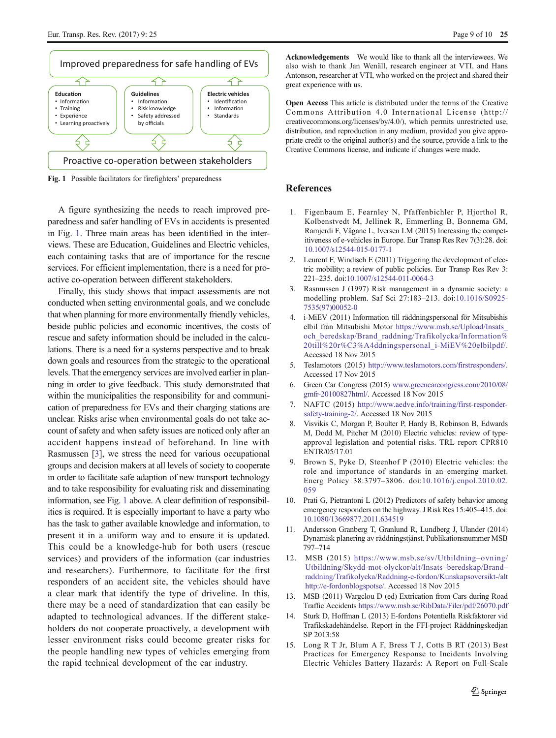Improved preparedness for safe handling of EVs

Education
- Information
- Training
- Experience
- Learning proactively

Guidelines
- Information
- Risk knowledge
- Safety addressed by officials

Electric vehicles
- Identification
- Information
- Standards

Proactive co-operation between stakeholders

**Fig. 1** Possible facilitators for firefighters' preparedness

A figure synthesizing the needs to reach improved preparedness and safer handling of EVs in accidents is presented in Fig. 1. Three main areas has been identified in the interviews. These are Education, Guidelines and Electric vehicles, each containing tasks that are of importance for the rescue services. For efficient implementation, there is a need for proactive co-operation between different stakeholders.

Finally, this study shows that impact assessments are not conducted when setting environmental goals, and we conclude that when planning for more environmentally friendly vehicles, beside public policies and economic incentives, the costs of rescue and safety information should be included in the calculations. There is a need for a systems perspective and to break down goals and resources from the strategic to the operational levels. That the emergency services are involved earlier in planning in order to give feedback. This study demonstrated that within the municipalities the responsibility for and communication of preparedness for EVs and their charging stations are unclear. Risks arise when environmental goals do not take account of safety and when safety issues are noticed only after an accident happens instead of beforehand. In line with Rasmussen [3], we stress the need for various occupational groups and decision makers at all levels of society to cooperate in order to facilitate safe adaption of new transport technology and to take responsibility for evaluating risk and disseminating information, see Fig. 1 above. A clear definition of responsibilities is required. It is especially important to have a party who has the task to gather available knowledge and information, to present it in a uniform way and to ensure it is updated. This could be a knowledge-hub for both users (rescue services) and providers of the information (car industries and researchers). Furthermore, to facilitate for the first responders of an accident site, the vehicles should have a clear mark that identify the type of driveline. In this, there may be a need of standardization that can easily be adapted to technological advances. If the different stakeholders do not cooperate proactively, a development with lesser environment risks could become greater risks for the people handling new types of vehicles emerging from the rapid technical development of the car industry.

**Acknowledgements** We would like to thank all the interviewees. We also wish to thank Jan Wenäll, research engineer at VTI, and Hans Antonson, researcher at VTI, who worked on the project and shared their great experience with us.

**Open Access** This article is distributed under the terms of the Creative Commons Attribution 4.0 International License (http://creativecommons.org/licenses/by/4.0/), which permits unrestricted use, distribution, and reproduction in any medium, provided you give appropriate credit to the original author(s) and the source, provide a link to the Creative Commons license, and indicate if changes were made.

## References

1. Figenbaum E, Fearnley N, Pfaffenbichler P, Hjorthol R, Kolbenstvedt M, Jellinek R, Emmerling B, Bonnema GM, Ramjerdi F, Vågane L, Iversen LM (2015) Increasing the competitiveness of e-vehicles in Europe. Eur Transp Res Rev 7(3):28. doi:10.1007/s12544-015-0177-1
2. Leurent F, Windisch E (2011) Triggering the development of electric mobility; a review of public policies. Eur Transp Res Rev 3:221–235. doi:10.1007/s12544-011-0064-3
3. Rasmussen J (1997) Risk management in a dynamic society: a modelling problem. Saf Sci 27:183–213. doi:10.1016/S0925-7535(97)00052-0
4. i-MiEV (2011) Information till räddningspersonal för Mitsubishis elbil från Mitsubishi Motor https://www.msb.se/Upload/Insats_och_beredskap/Brand_raddning/Trafikolycka/Information%20till%20r%C3%A4ddningspersonal_i-MiEV%20elbilpdf/. Accessed 18 Nov 2015
5. Teslamotors (2015) http://www.teslamotors.com/firstresponders/. Accessed 17 Nov 2015
6. Green Car Congress (2015) www.greencarcongress.com/2010/08/gmfr-20100827html/. Accessed 18 Nov 2015
7. NAFTC (2015) http://www.aedve.info/training/first-responder-safety-training-2/. Accessed 18 Nov 2015
8. Visvikis C, Morgan P, Boulter P, Hardy B, Robinson B, Edwards M, Dodd M, Pitcher M (2010) Electric vehicles: review of type-approval legislation and potential risks. TRL report CPR810 ENTR/05/17.01
9. Brown S, Pyke D, Steenhof P (2010) Electric vehicles: the role and importance of standards in an emerging market. Energ Policy 38:3797–3806. doi:10.1016/j.enpol.2010.02.059
10. Prati G, Pietrantoni L (2012) Predictors of safety behavior among emergency responders on the highway. J Risk Res 15:405–415. doi:10.1080/13669877.2011.634519
11. Andersson Granberg T, Granlund R, Lundberg J, Ulander (2014) Dynamisk planering av räddningstjänst. Publikationsnummer MSB 797–714
12. MSB (2015) https://www.msb.se/sv/Utbildning–ovning/Utbildning/Skydd-mot-olyckor/alt/Insats–beredskap/Brand–raddning/Trafikolycka/Raddning-e-fordon/Kunskapsoversikt-/alt http://e-fordonblogspotse/. Accessed 18 Nov 2015
13. MSB (2011) Wargclou D (ed) Extrication from Cars during Road Traffic Accidents https://www.msb.se/RibData/Filer/pdf/26070.pdf
14. Sturk D, Hoffman L (2013) E-fordons Potentiella Riskfaktorer vid Trafikskadehändelse. Report in the FFI-project Räddningskedjan SP 2013:58
15. Long R T Jr, Blum A F, Bress T J, Cotts B RT (2013) Best Practices for Emergency Response to Incidents Involving Electric Vehicles Battery Hazards: A Report on Full-Scale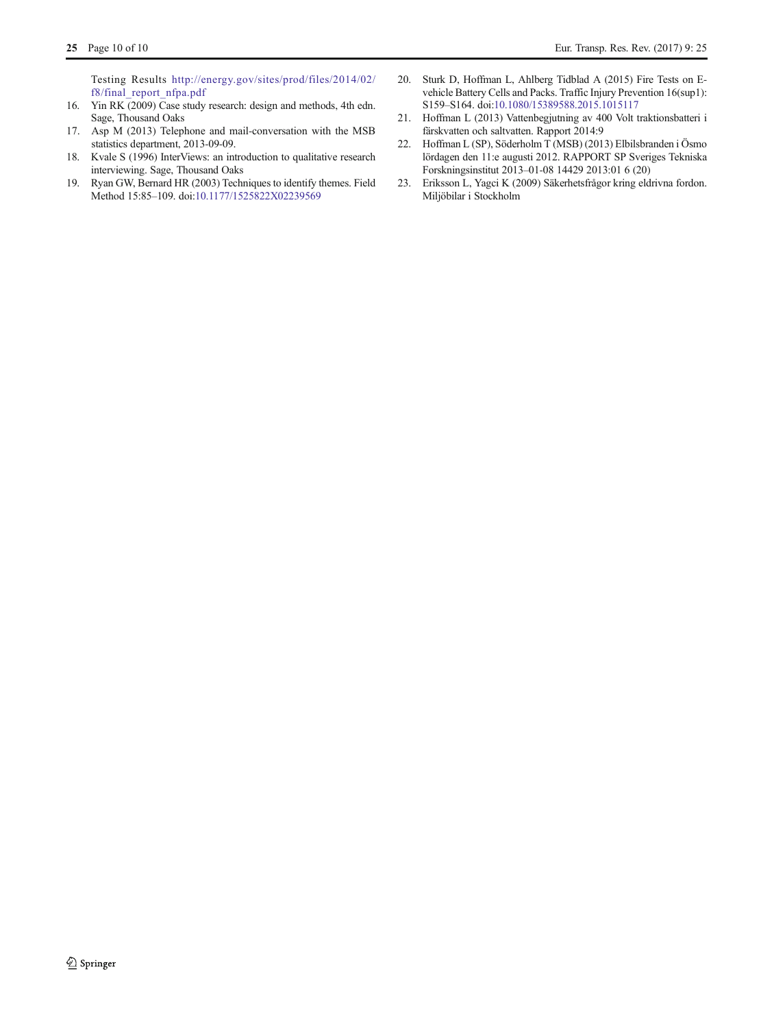Testing Results http://energy.gov/sites/prod/files/2014/02/f8/final_report_nfpa.pdf

16. Yin RK (2009) Case study research: design and methods, 4th edn. Sage, Thousand Oaks
17. Asp M (2013) Telephone and mail-conversation with the MSB statistics department, 2013-09-09.
18. Kvale S (1996) InterViews: an introduction to qualitative research interviewing. Sage, Thousand Oaks
19. Ryan GW, Bernard HR (2003) Techniques to identify themes. Field Method 15:85–109. doi:10.1177/1525822X02239569
20. Sturk D, Hoffman L, Ahlberg Tidblad A (2015) Fire Tests on E-vehicle Battery Cells and Packs. Traffic Injury Prevention 16(sup1): S159–S164. doi:10.1080/15389588.2015.1015117
21. Hoffman L (2013) Vattenbegjutning av 400 Volt traktionsbatteri i färskvatten och saltvatten. Rapport 2014:9
22. Hoffman L (SP), Söderholm T (MSB) (2013) Elbilsbranden i Ösmo lördagen den 11:e augusti 2012. RAPPORT SP Sveriges Tekniska Forskningsinstitut 2013–01-08 14429 2013:01 6 (20)
23. Eriksson L, Yagci K (2009) Säkerhetsfrågor kring eldrivna fordon. Miljöbilar i Stockholm